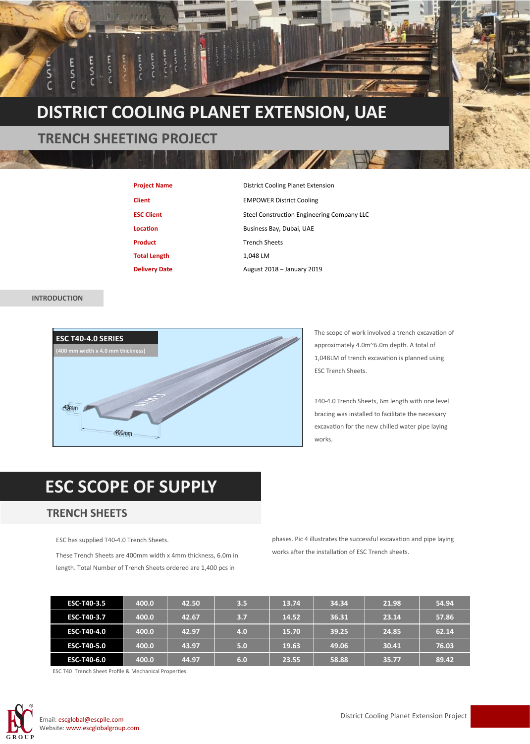# DISTRICT COOLING PLANET EXTENSION, UAE

## TRENCH SHEETING PROJECT

| | |
|---|---|
| **Project Name** | District Cooling Planet Extension |
| **Client** | EMPOWER District Cooling |
| **ESC Client** | Steel Construction Engineering Company LLC |
| **Location** | Business Bay, Dubai, UAE |
| **Product** | Trench Sheets |
| **Total Length** | 1,048 LM |
| **Delivery Date** | August 2018 – January 2019 |

### INTRODUCTION

**ESC T40-4.0 SERIES**
(400 mm width x 4.0 mm thickness)

43mm
400mm

The scope of work involved a trench excavation of approximately 4.0m~6.0m depth. A total of 1,048LM of trench excavation is planned using ESC Trench Sheets.

T40-4.0 Trench Sheets, 6m length with one level bracing was installed to facilitate the necessary excavation for the new chilled water pipe laying works.

# ESC SCOPE OF SUPPLY

## TRENCH SHEETS

ESC has supplied T40-4.0 Trench Sheets.

These Trench Sheets are 400mm width x 4mm thickness, 6.0m in length. Total Number of Trench Sheets ordered are 1,400 pcs in phases. Pic 4 illustrates the successful excavation and pipe laying works after the installation of ESC Trench sheets.

| | | | | | | | |
|---|---|---|---|---|---|---|---|
| **ESC-T40-3.5** | 400.0 | 42.50 | 3.5 | 13.74 | 34.34 | 21.98 | 54.94 |
| **ESC-T40-3.7** | 400.0 | 42.67 | 3.7 | 14.52 | 36.31 | 23.14 | 57.86 |
| **ESC-T40-4.0** | 400.0 | 42.97 | 4.0 | 15.70 | 39.25 | 24.85 | 62.14 |
| **ESC-T40-5.0** | 400.0 | 43.97 | 5.0 | 19.63 | 49.06 | 30.41 | 76.03 |
| **ESC-T40-6.0** | 400.0 | 44.97 | 6.0 | 23.55 | 58.88 | 35.77 | 89.42 |

ESC T40 Trench Sheet Profile & Mechanical Properties.

Email: escglobal@escpile.com
Website: www.escglobalgroup.com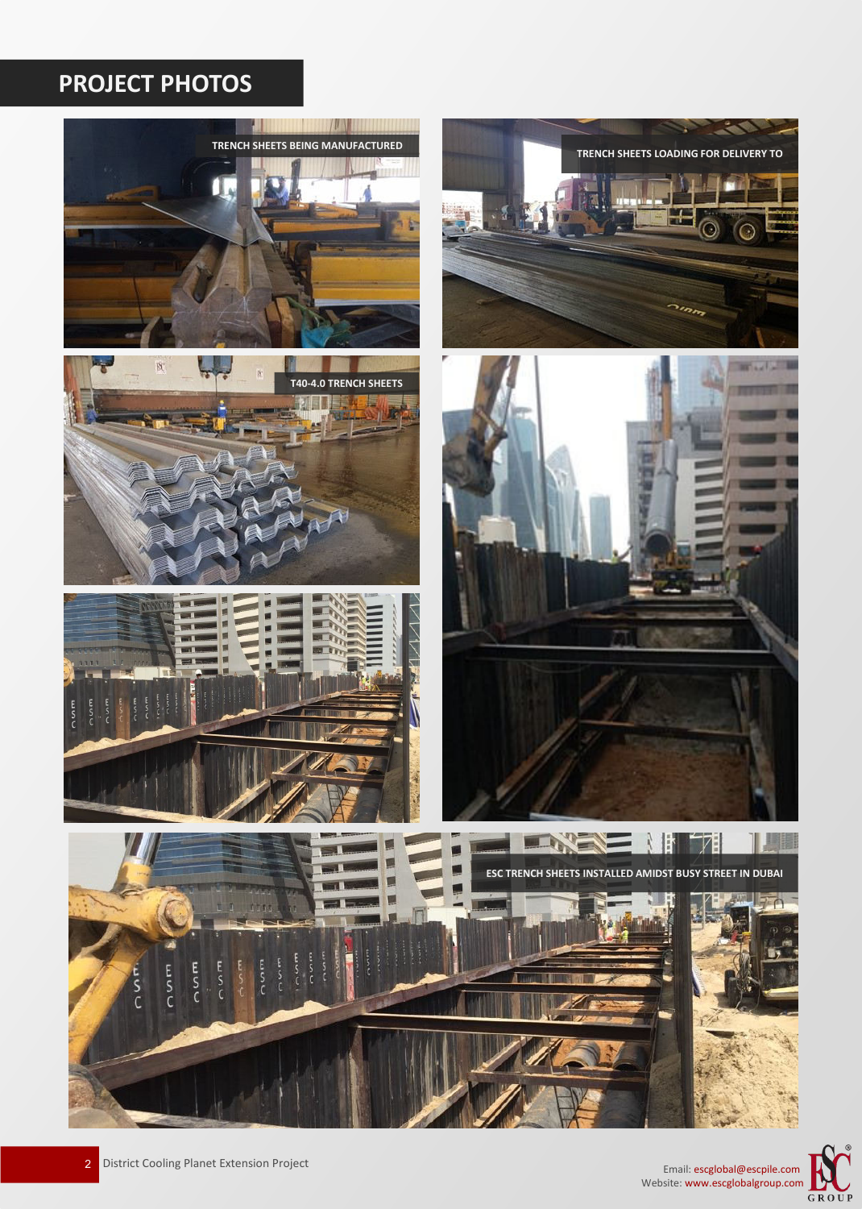# PROJECT PHOTOS

TRENCH SHEETS BEING MANUFACTURED

TRENCH SHEETS LOADING FOR DELIVERY TO

T40-4.0 TRENCH SHEETS

ESC TRENCH SHEETS INSTALLED AMIDST BUSY STREET IN DUBAI